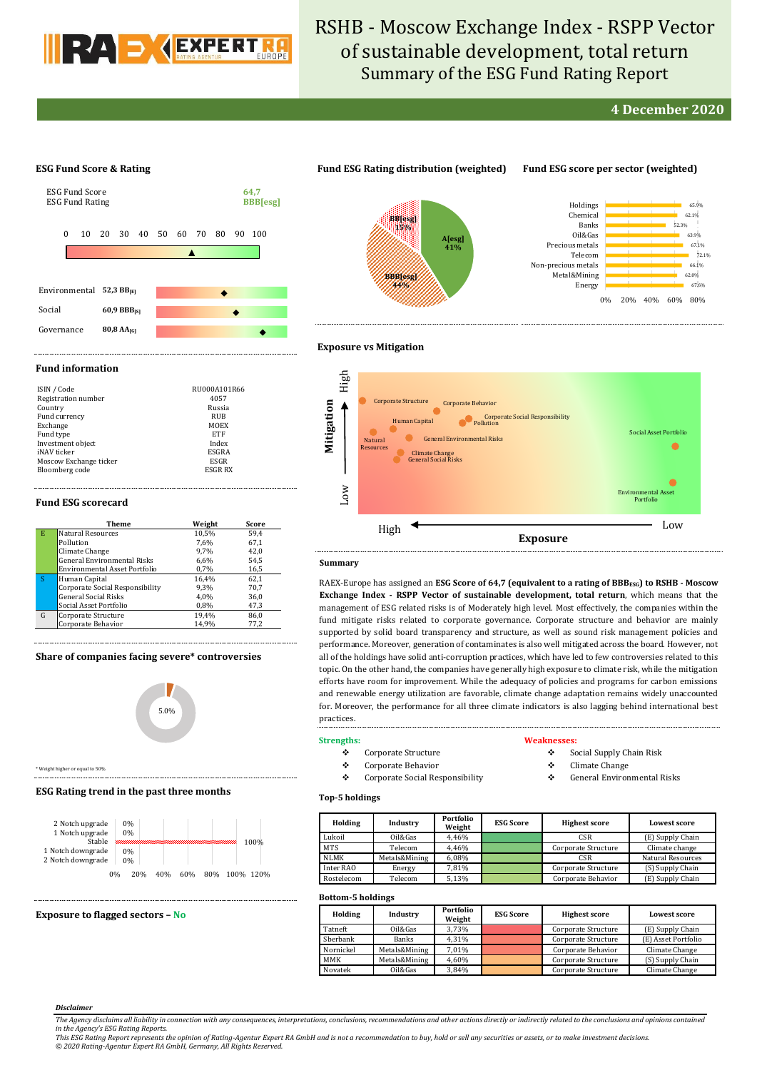# RSHB - Moscow Exchange Index - RSPP Vector of sustainable development, total return

## Summary of the ESG Fund Rating Report

**4 December 2020**

### ESG Fund Score & Rating

| | |
|---|---|
| ESG Fund Score | 64,7 |
| ESG Fund Rating | BBB[esg] |

| | |
|---|---|
| Environmental | 52,3 BB[E] |
| Social | 60,9 BBB[S] |
| Governance | 80,8 AA[G] |

### Fund information

| | |
|---|---|
| ISIN / Code | RU000A101R66 |
| Registration number | 4057 |
| Country | Russia |
| Fund currency | RUB |
| Exchange | MOEX |
| Fund type | ETF |
| Investment object | Index |
| iNAV ticker | ESGRA |
| Moscow Exchange ticker | ESGR |
| Bloomberg code | ESGR RX |

### Fund ESG scorecard

| | Theme | Weight | Score |
|---|---|---|---|
| E | Natural Resources | 10,5% | 59,4 |
| | Pollution | 7,6% | 67,1 |
| | Climate Change | 9,7% | 42,0 |
| | General Environmental Risks | 6,6% | 54,5 |
| | Environmental Asset Portfolio | 0,7% | 16,5 |
| S | Human Capital | 16,4% | 62,1 |
| | Corporate Social Responsibility | 9,3% | 70,7 |
| | General Social Risks | 4,0% | 36,0 |
| | Social Asset Portfolio | 0,8% | 47,3 |
| G | Corporate Structure | 19,4% | 86,0 |
| | Corporate Behavior | 14,9% | 77,2 |

### Share of companies facing severe* controversies

5.0%

\* Weight higher or equal to 50%

### ESG Rating trend in the past three months

| | |
|---|---|
| 2 Notch upgrade | 0% |
| 1 Notch upgrade | 0% |
| Stable | 100% |
| 1 Notch downgrade | 0% |
| 2 Notch downgrade | 0% |

### Exposure to flagged sectors – No

### Fund ESG Rating distribution (weighted)

| Rating | Share |
|---|---|
| A[esg] | 41% |
| BBB[esg] | 44% |
| BB[esg] | 15% |

### Fund ESG score per sector (weighted)

| Sector | Score |
|---|---|
| Holdings | 65.9% |
| Chemical | 62.1% |
| Banks | 52.3% |
| Oil&Gas | 63.9% |
| Precious metals | 67.1% |
| Telecom | 72.1% |
| Non-precious metals | 66.1% |
| Metal&Mining | 62.0% |
| Energy | 67.9% |

### Exposure vs Mitigation

Mitigation (High to Low) vs Exposure (High to Low): Corporate Structure, Corporate Behavior, Corporate Social Responsibility, Human Capital, Pollution, Natural Resources, General Environmental Risks, Climate Change, General Social Risks, Social Asset Portfolio, Environmental Asset Portfolio.

### Summary

RAEX-Europe has assigned an **ESG Score of 64,7 (equivalent to a rating of BBB$_{ESG}$) to RSHB - Moscow Exchange Index - RSPP Vector of sustainable development, total return**, which means that the management of ESG related risks is of Moderately high level. Most effectively, the companies within the fund mitigate risks related to corporate governance. Corporate structure and behavior are mainly supported by solid board transparency and structure, as well as sound risk management policies and performance. Moreover, generation of contaminates is also well mitigated across the board. However, not all of the holdings have solid anti-corruption practices, which have led to few controversies related to this topic. On the other hand, the companies have generally high exposure to climate risk, while the mitigation efforts have room for improvement. While the adequacy of policies and programs for carbon emissions and renewable energy utilization are favorable, climate change adaptation remains widely unaccounted for. Moreover, the performance for all three climate indicators is also lagging behind international best practices.

**Strengths:**

- Corporate Structure
- Corporate Behavior
- Corporate Social Responsibility

**Weaknesses:**

- Social Supply Chain Risk
- Climate Change
- General Environmental Risks

### Top-5 holdings

| Holding | Industry | Portfolio Weight | ESG Score | Highest score | Lowest score |
|---|---|---|---|---|---|
| Lukoil | Oil&Gas | 4,46% | | CSR | (E) Supply Chain |
| MTS | Telecom | 4,46% | | Corporate Structure | Climate change |
| NLMK | Metals&Mining | 6,08% | | CSR | Natural Resources |
| Inter RAO | Energy | 7,81% | | Corporate Structure | (S) Supply Chain |
| Rostelecom | Telecom | 5,13% | | Corporate Behavior | (E) Supply Chain |

### Bottom-5 holdings

| Holding | Industry | Portfolio Weight | ESG Score | Highest score | Lowest score |
|---|---|---|---|---|---|
| Tatneft | Oil&Gas | 3,73% | | Corporate Structure | (E) Supply Chain |
| Sberbank | Banks | 4,31% | | Corporate Structure | (E) Asset Portfolio |
| Nornickel | Metals&Mining | 7,01% | | Corporate Behavior | Climate Change |
| MMK | Metals&Mining | 4,60% | | Corporate Structure | (S) Supply Chain |
| Novatek | Oil&Gas | 3,84% | | Corporate Structure | Climate Change |

***Disclaimer***

*The Agency disclaims all liability in connection with any consequences, interpretations, conclusions, recommendations and other actions directly or indirectly related to the conclusions and opinions contained in the Agency's ESG Rating Reports.*
*This ESG Rating Report represents the opinion of Rating-Agentur Expert RA GmbH and is not a recommendation to buy, hold or sell any securities or assets, or to make investment decisions.*
*© 2020 Rating-Agentur Expert RA GmbH, Germany, All Rights Reserved.*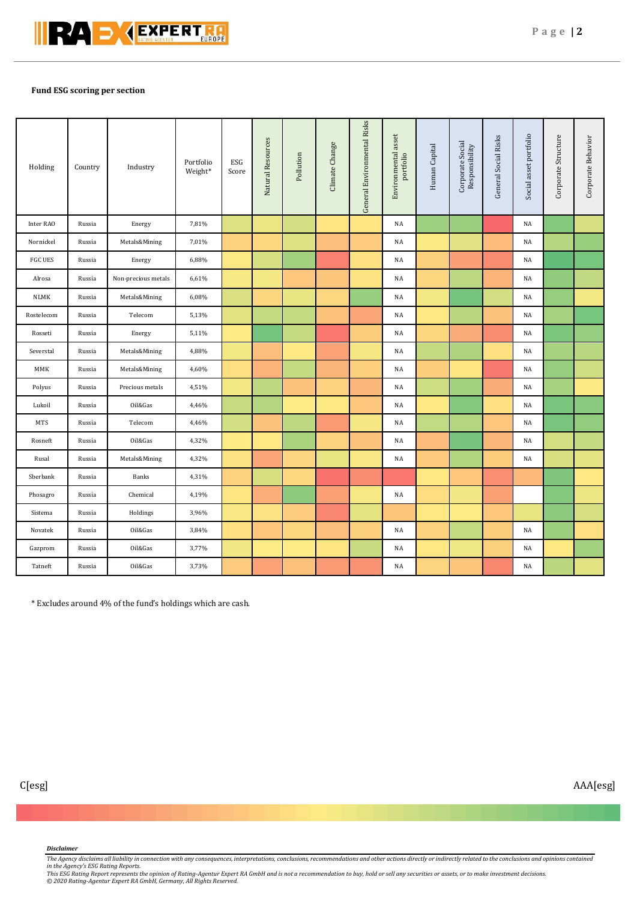**Fund ESG scoring per section**

| Holding | Country | Industry | Portfolio Weight* | ESG Score | Natural Resources | Pollution | Climate Change | General Environmental Risks | Environmental asset portfolio | Human Capital | Corporate Social Responsibility | General Social Risks | Social asset portfolio | Corporate Structure | Corporate Behavior |
|---|---|---|---|---|---|---|---|---|---|---|---|---|---|---|---|
| Inter RAO | Russia | Energy | 7,81% | | | | | | NA | | | | NA | | |
| Nornickel | Russia | Metals&Mining | 7,01% | | | | | | NA | | | | NA | | |
| FGC UES | Russia | Energy | 6,88% | | | | | | NA | | | | NA | | |
| Alrosa | Russia | Non-precious metals | 6,61% | | | | | | NA | | | | NA | | |
| NLMK | Russia | Metals&Mining | 6,08% | | | | | | NA | | | | NA | | |
| Rostelecom | Russia | Telecom | 5,13% | | | | | | NA | | | | NA | | |
| Rosseti | Russia | Energy | 5,11% | | | | | | NA | | | | NA | | |
| Severstal | Russia | Metals&Mining | 4,88% | | | | | | NA | | | | NA | | |
| MMK | Russia | Metals&Mining | 4,60% | | | | | | NA | | | | NA | | |
| Polyus | Russia | Precious metals | 4,51% | | | | | | NA | | | | NA | | |
| Lukoil | Russia | Oil&Gas | 4,46% | | | | | | NA | | | | NA | | |
| MTS | Russia | Telecom | 4,46% | | | | | | NA | | | | NA | | |
| Rosneft | Russia | Oil&Gas | 4,32% | | | | | | NA | | | | NA | | |
| Rusal | Russia | Metals&Mining | 4,32% | | | | | | NA | | | | NA | | |
| Sberbank | Russia | Banks | 4,31% | | | | | | | | | | | | |
| Phosagro | Russia | Chemical | 4,19% | | | | | | NA | | | | | | |
| Sistema | Russia | Holdings | 3,96% | | | | | | | | | | | | |
| Novatek | Russia | Oil&Gas | 3,84% | | | | | | NA | | | | NA | | |
| Gazprom | Russia | Oil&Gas | 3,77% | | | | | | NA | | | | NA | | |
| Tatneft | Russia | Oil&Gas | 3,73% | | | | | | NA | | | | NA | | |

\* Excludes around 4% of the fund's holdings which are cash.

C[esg] AAA[esg]

*Disclaimer*

*The Agency disclaims all liability in connection with any consequences, interpretations, conclusions, recommendations and other actions directly or indirectly related to the conclusions and opinions contained in the Agency's ESG Rating Reports.*
*This ESG Rating Report represents the opinion of Rating-Agentur Expert RA GmbH and is not a recommendation to buy, hold or sell any securities or assets, or to make investment decisions.*
*© 2020 Rating-Agentur Expert RA GmbH, Germany, All Rights Reserved.*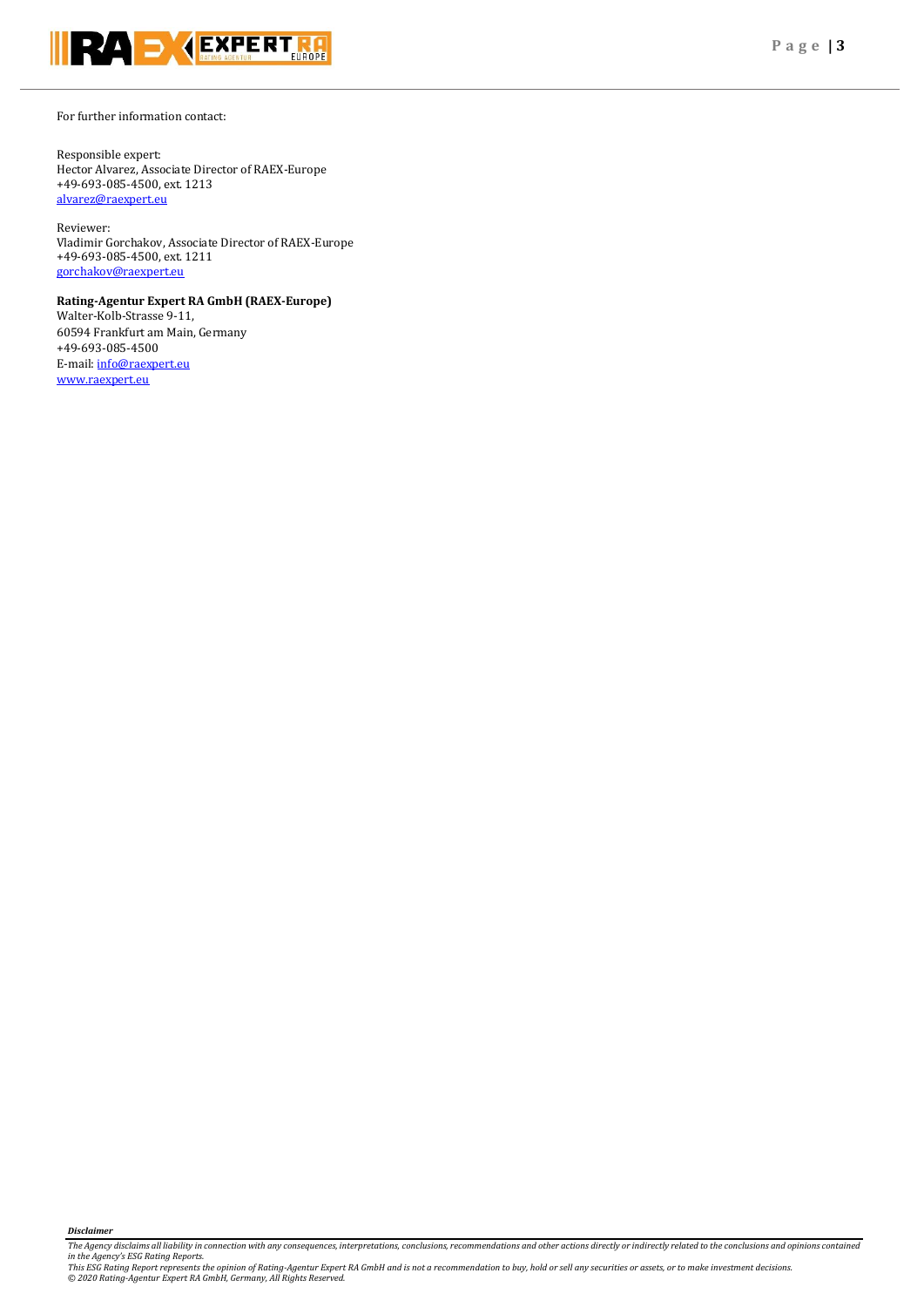For further information contact:

Responsible expert:
Hector Alvarez, Associate Director of RAEX-Europe
+49-693-085-4500, ext. 1213
alvarez@raexpert.eu

Reviewer:
Vladimir Gorchakov, Associate Director of RAEX-Europe
+49-693-085-4500, ext. 1211
gorchakov@raexpert.eu

**Rating-Agentur Expert RA GmbH (RAEX-Europe)**
Walter-Kolb-Strasse 9-11,
60594 Frankfurt am Main, Germany
+49-693-085-4500
E-mail: info@raexpert.eu
www.raexpert.eu

***Disclaimer***

*The Agency disclaims all liability in connection with any consequences, interpretations, conclusions, recommendations and other actions directly or indirectly related to the conclusions and opinions contained in the Agency's ESG Rating Reports.*
*This ESG Rating Report represents the opinion of Rating-Agentur Expert RA GmbH and is not a recommendation to buy, hold or sell any securities or assets, or to make investment decisions.*
*© 2020 Rating-Agentur Expert RA GmbH, Germany, All Rights Reserved.*